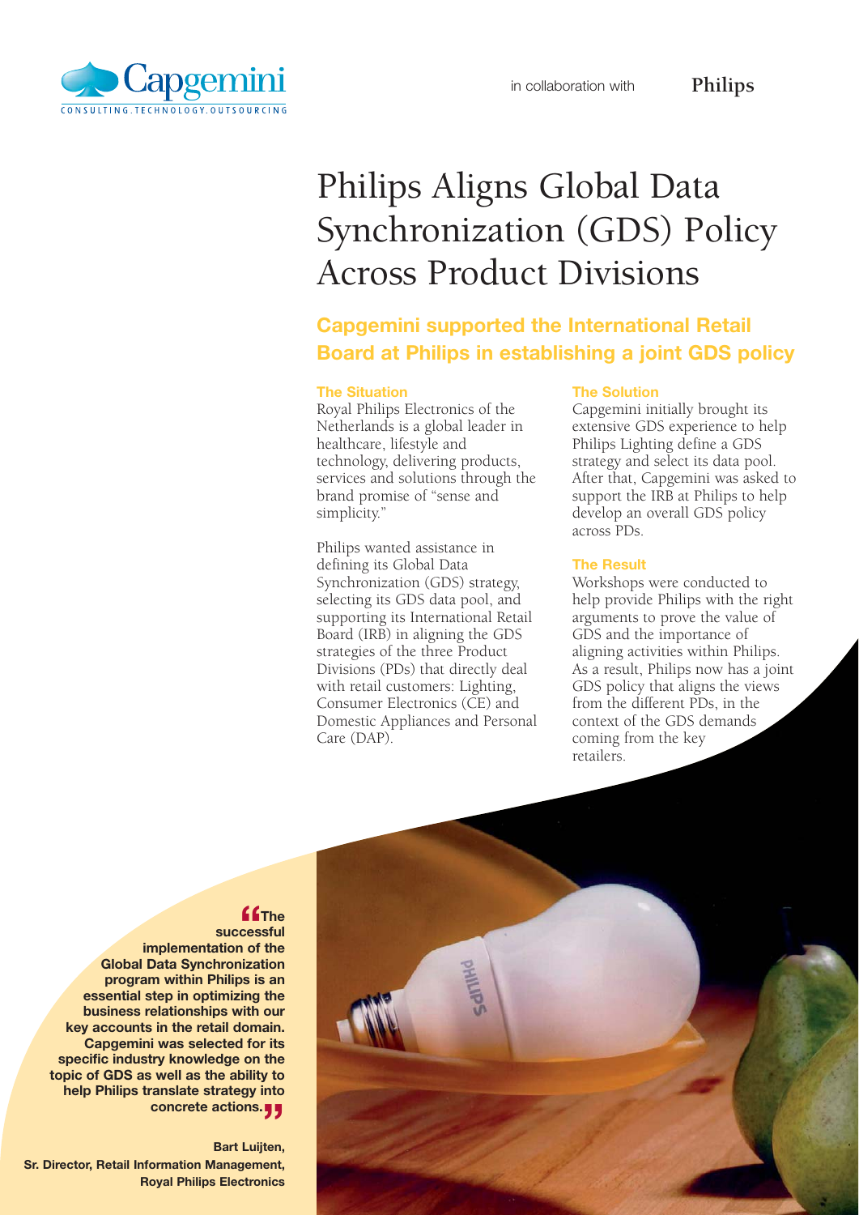Capgemini
CONSULTING.TECHNOLOGY.OUTSOURCING

in collaboration with **Philips**

# Philips Aligns Global Data Synchronization (GDS) Policy Across Product Divisions

## Capgemini supported the International Retail Board at Philips in establishing a joint GDS policy

### The Situation

Royal Philips Electronics of the Netherlands is a global leader in healthcare, lifestyle and technology, delivering products, services and solutions through the brand promise of "sense and simplicity."

Philips wanted assistance in defining its Global Data Synchronization (GDS) strategy, selecting its GDS data pool, and supporting its International Retail Board (IRB) in aligning the GDS strategies of the three Product Divisions (PDs) that directly deal with retail customers: Lighting, Consumer Electronics (CE) and Domestic Appliances and Personal Care (DAP).

### The Solution

Capgemini initially brought its extensive GDS experience to help Philips Lighting define a GDS strategy and select its data pool. After that, Capgemini was asked to support the IRB at Philips to help develop an overall GDS policy across PDs.

### The Result

Workshops were conducted to help provide Philips with the right arguments to prove the value of GDS and the importance of aligning activities within Philips. As a result, Philips now has a joint GDS policy that aligns the views from the different PDs, in the context of the GDS demands coming from the key retailers.

**"The successful implementation of the Global Data Synchronization program within Philips is an essential step in optimizing the business relationships with our key accounts in the retail domain. Capgemini was selected for its specific industry knowledge on the topic of GDS as well as the ability to help Philips translate strategy into concrete actions."**

**Bart Luijten,**
**Sr. Director, Retail Information Management,**
**Royal Philips Electronics**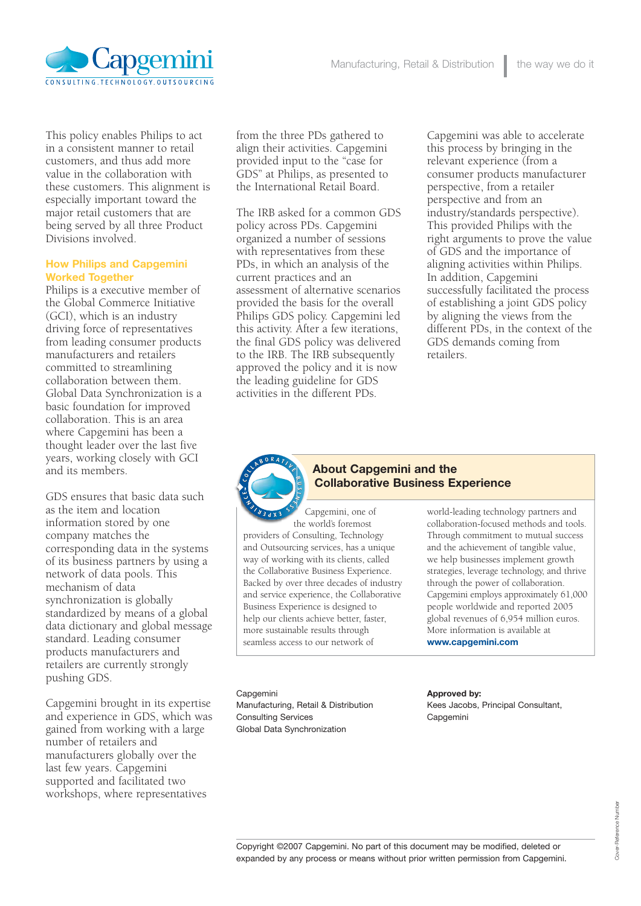This policy enables Philips to act in a consistent manner to retail customers, and thus add more value in the collaboration with these customers. This alignment is especially important toward the major retail customers that are being served by all three Product Divisions involved.

### How Philips and Capgemini Worked Together

Philips is a executive member of the Global Commerce Initiative (GCI), which is an industry driving force of representatives from leading consumer products manufacturers and retailers committed to streamlining collaboration between them. Global Data Synchronization is a basic foundation for improved collaboration. This is an area where Capgemini has been a thought leader over the last five years, working closely with GCI and its members.

GDS ensures that basic data such as the item and location information stored by one company matches the corresponding data in the systems of its business partners by using a network of data pools. This mechanism of data synchronization is globally standardized by means of a global data dictionary and global message standard. Leading consumer products manufacturers and retailers are currently strongly pushing GDS.

Capgemini brought in its expertise and experience in GDS, which was gained from working with a large number of retailers and manufacturers globally over the last few years. Capgemini supported and facilitated two workshops, where representatives from the three PDs gathered to align their activities. Capgemini provided input to the "case for GDS" at Philips, as presented to the International Retail Board.

The IRB asked for a common GDS policy across PDs. Capgemini organized a number of sessions with representatives from these PDs, in which an analysis of the current practices and an assessment of alternative scenarios provided the basis for the overall Philips GDS policy. Capgemini led this activity. After a few iterations, the final GDS policy was delivered to the IRB. The IRB subsequently approved the policy and it is now the leading guideline for GDS activities in the different PDs.

Capgemini was able to accelerate this process by bringing in the relevant experience (from a consumer products manufacturer perspective, from a retailer perspective and from an industry/standards perspective). This provided Philips with the right arguments to prove the value of GDS and the importance of aligning activities within Philips. In addition, Capgemini successfully facilitated the process of establishing a joint GDS policy by aligning the views from the different PDs, in the context of the GDS demands coming from retailers.

### About Capgemini and the Collaborative Business Experience

Capgemini, one of the world's foremost providers of Consulting, Technology and Outsourcing services, has a unique way of working with its clients, called the Collaborative Business Experience. Backed by over three decades of industry and service experience, the Collaborative Business Experience is designed to help our clients achieve better, faster, more sustainable results through seamless access to our network of world-leading technology partners and collaboration-focused methods and tools. Through commitment to mutual success and the achievement of tangible value, we help businesses implement growth strategies, leverage technology, and thrive through the power of collaboration. Capgemini employs approximately 61,000 people worldwide and reported 2005 global revenues of 6,954 million euros. More information is available at **www.capgemini.com**

Capgemini
Manufacturing, Retail & Distribution
Consulting Services
Global Data Synchronization

**Approved by:**
Kees Jacobs, Principal Consultant, Capgemini

Copyright ©2007 Capgemini. No part of this document may be modified, deleted or expanded by any process or means without prior written permission from Capgemini.